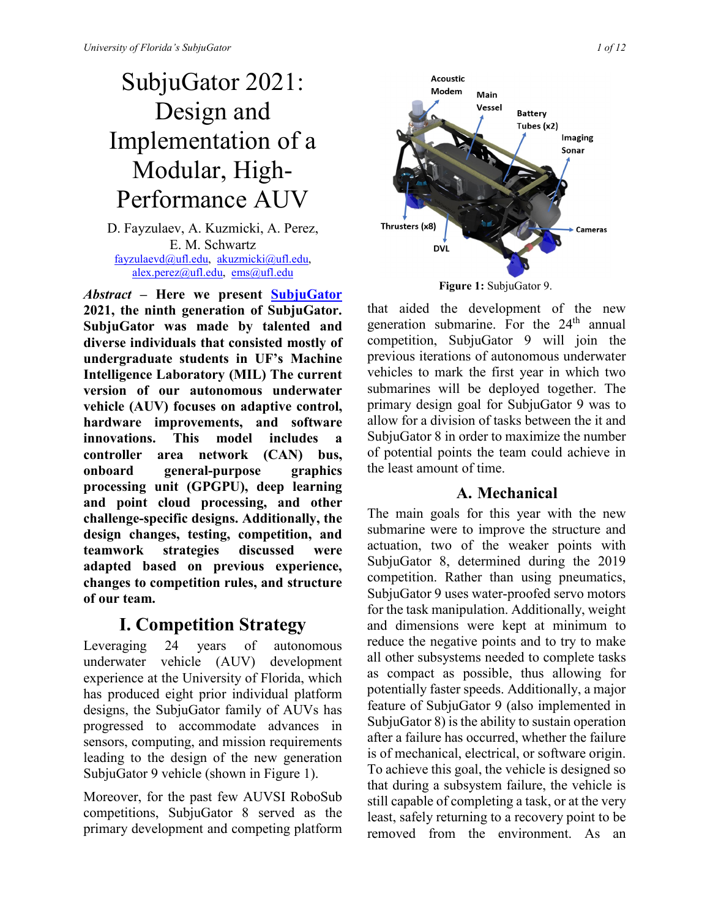# SubjuGator 2021: Design and Implementation of a Modular, High-Performance AUV

D. Fayzulaev, A. Kuzmicki, A. Perez, E. M. Schwartz
fayzulaevd@ufl.edu, akuzmicki@ufl.edu, alex.perez@ufl.edu, ems@ufl.edu

***Abstract* – Here we present SubjuGator 2021, the ninth generation of SubjuGator. SubjuGator was made by talented and diverse individuals that consisted mostly of undergraduate students in UF's Machine Intelligence Laboratory (MIL) The current version of our autonomous underwater vehicle (AUV) focuses on adaptive control, hardware improvements, and software innovations. This model includes a controller area network (CAN) bus, onboard general-purpose graphics processing unit (GPGPU), deep learning and point cloud processing, and other challenge-specific designs. Additionally, the design changes, testing, competition, and teamwork strategies discussed were adapted based on previous experience, changes to competition rules, and structure of our team.**

## I. Competition Strategy

Leveraging 24 years of autonomous underwater vehicle (AUV) development experience at the University of Florida, which has produced eight prior individual platform designs, the SubjuGator family of AUVs has progressed to accommodate advances in sensors, computing, and mission requirements leading to the design of the new generation SubjuGator 9 vehicle (shown in Figure 1).

Moreover, for the past few AUVSI RoboSub competitions, SubjuGator 8 served as the primary development and competing platform

Acoustic Modem, Main Vessel, Battery Tubes (x2), Imaging Sonar, Thrusters (x8), DVL, Cameras

**Figure 1:** SubjuGator 9.

that aided the development of the new generation submarine. For the 24th annual competition, SubjuGator 9 will join the previous iterations of autonomous underwater vehicles to mark the first year in which two submarines will be deployed together. The primary design goal for SubjuGator 9 was to allow for a division of tasks between the it and SubjuGator 8 in order to maximize the number of potential points the team could achieve in the least amount of time.

### A. Mechanical

The main goals for this year with the new submarine were to improve the structure and actuation, two of the weaker points with SubjuGator 8, determined during the 2019 competition. Rather than using pneumatics, SubjuGator 9 uses water-proofed servo motors for the task manipulation. Additionally, weight and dimensions were kept at minimum to reduce the negative points and to try to make all other subsystems needed to complete tasks as compact as possible, thus allowing for potentially faster speeds. Additionally, a major feature of SubjuGator 9 (also implemented in SubjuGator 8) is the ability to sustain operation after a failure has occurred, whether the failure is of mechanical, electrical, or software origin. To achieve this goal, the vehicle is designed so that during a subsystem failure, the vehicle is still capable of completing a task, or at the very least, safely returning to a recovery point to be removed from the environment. As an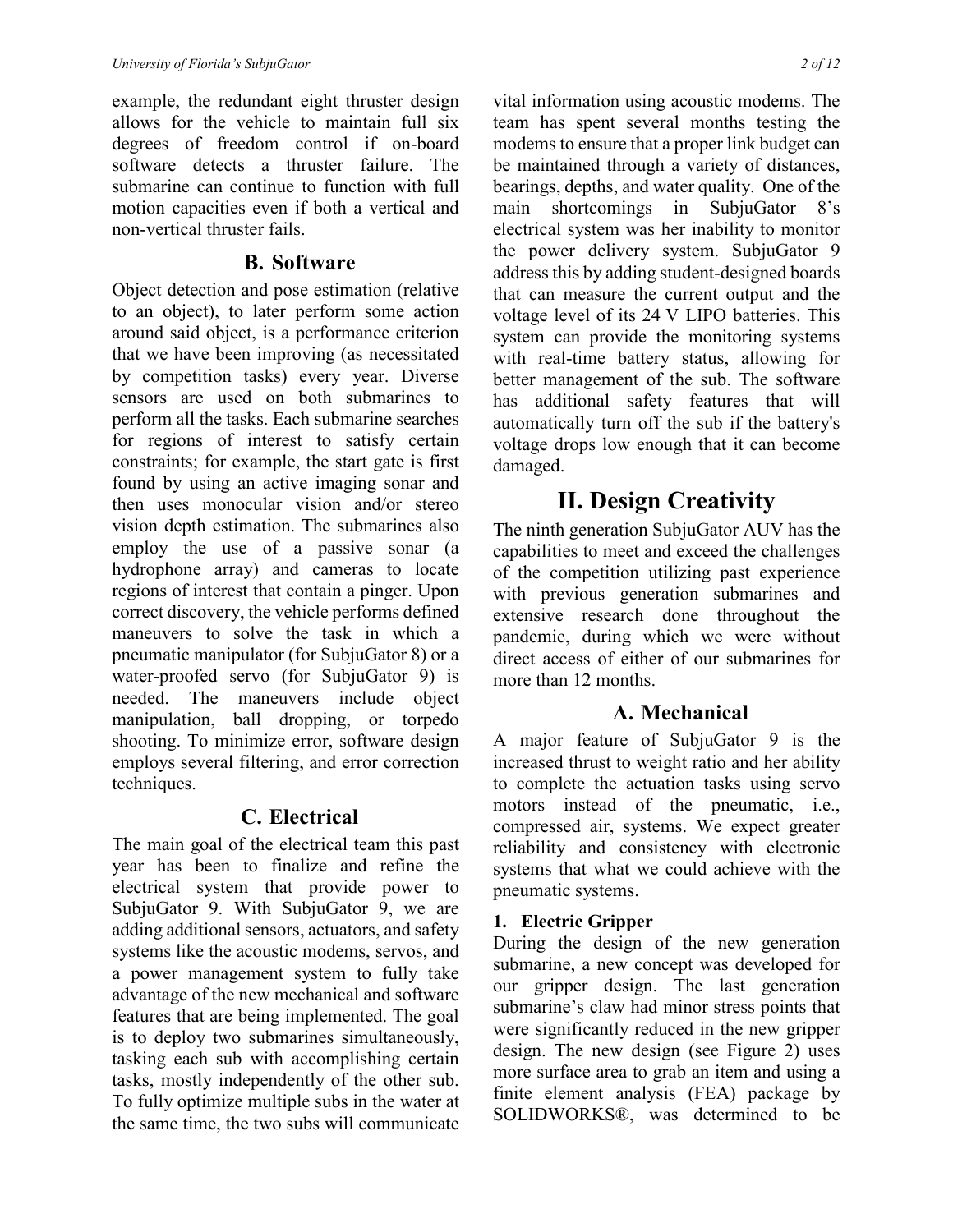example, the redundant eight thruster design allows for the vehicle to maintain full six degrees of freedom control if on-board software detects a thruster failure. The submarine can continue to function with full motion capacities even if both a vertical and non-vertical thruster fails.

### B. Software

Object detection and pose estimation (relative to an object), to later perform some action around said object, is a performance criterion that we have been improving (as necessitated by competition tasks) every year. Diverse sensors are used on both submarines to perform all the tasks. Each submarine searches for regions of interest to satisfy certain constraints; for example, the start gate is first found by using an active imaging sonar and then uses monocular vision and/or stereo vision depth estimation. The submarines also employ the use of a passive sonar (a hydrophone array) and cameras to locate regions of interest that contain a pinger. Upon correct discovery, the vehicle performs defined maneuvers to solve the task in which a pneumatic manipulator (for SubjuGator 8) or a water-proofed servo (for SubjuGator 9) is needed. The maneuvers include object manipulation, ball dropping, or torpedo shooting. To minimize error, software design employs several filtering, and error correction techniques.

### C. Electrical

The main goal of the electrical team this past year has been to finalize and refine the electrical system that provide power to SubjuGator 9. With SubjuGator 9, we are adding additional sensors, actuators, and safety systems like the acoustic modems, servos, and a power management system to fully take advantage of the new mechanical and software features that are being implemented. The goal is to deploy two submarines simultaneously, tasking each sub with accomplishing certain tasks, mostly independently of the other sub. To fully optimize multiple subs in the water at the same time, the two subs will communicate vital information using acoustic modems. The team has spent several months testing the modems to ensure that a proper link budget can be maintained through a variety of distances, bearings, depths, and water quality. One of the main shortcomings in SubjuGator 8's electrical system was her inability to monitor the power delivery system. SubjuGator 9 address this by adding student-designed boards that can measure the current output and the voltage level of its 24 V LIPO batteries. This system can provide the monitoring systems with real-time battery status, allowing for better management of the sub. The software has additional safety features that will automatically turn off the sub if the battery's voltage drops low enough that it can become damaged.

## II. Design Creativity

The ninth generation SubjuGator AUV has the capabilities to meet and exceed the challenges of the competition utilizing past experience with previous generation submarines and extensive research done throughout the pandemic, during which we were without direct access of either of our submarines for more than 12 months.

### A. Mechanical

A major feature of SubjuGator 9 is the increased thrust to weight ratio and her ability to complete the actuation tasks using servo motors instead of the pneumatic, i.e., compressed air, systems. We expect greater reliability and consistency with electronic systems that what we could achieve with the pneumatic systems.

#### 1. Electric Gripper

During the design of the new generation submarine, a new concept was developed for our gripper design. The last generation submarine's claw had minor stress points that were significantly reduced in the new gripper design. The new design (see Figure 2) uses more surface area to grab an item and using a finite element analysis (FEA) package by SOLIDWORKS®, was determined to be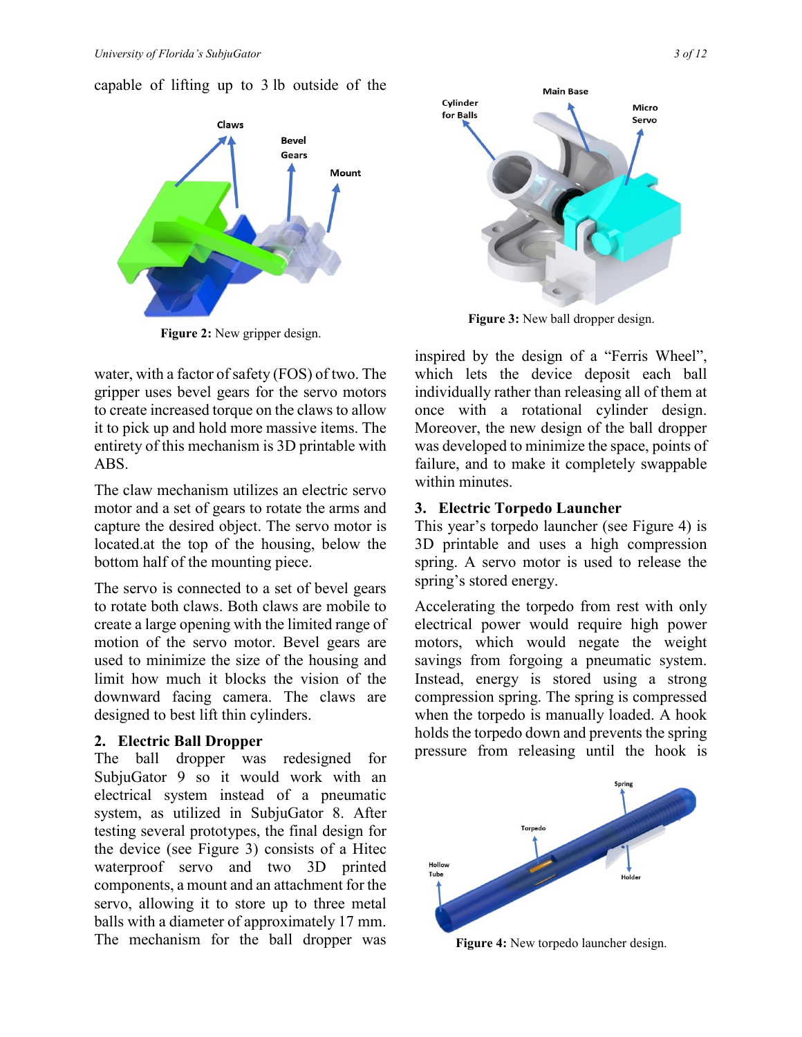capable of lifting up to 3 lb outside of the water, with a factor of safety (FOS) of two. The gripper uses bevel gears for the servo motors to create increased torque on the claws to allow it to pick up and hold more massive items. The entirety of this mechanism is 3D printable with ABS.

Figure 2: New gripper design.

The claw mechanism utilizes an electric servo motor and a set of gears to rotate the arms and capture the desired object. The servo motor is located.at the top of the housing, below the bottom half of the mounting piece.

The servo is connected to a set of bevel gears to rotate both claws. Both claws are mobile to create a large opening with the limited range of motion of the servo motor. Bevel gears are used to minimize the size of the housing and limit how much it blocks the vision of the downward facing camera. The claws are designed to best lift thin cylinders.

## 2. Electric Ball Dropper

The ball dropper was redesigned for SubjuGator 9 so it would work with an electrical system instead of a pneumatic system, as utilized in SubjuGator 8. After testing several prototypes, the final design for the device (see Figure 3) consists of a Hitec waterproof servo and two 3D printed components, a mount and an attachment for the servo, allowing it to store up to three metal balls with a diameter of approximately 17 mm. The mechanism for the ball dropper was inspired by the design of a "Ferris Wheel", which lets the device deposit each ball individually rather than releasing all of them at once with a rotational cylinder design. Moreover, the new design of the ball dropper was developed to minimize the space, points of failure, and to make it completely swappable within minutes.

Figure 3: New ball dropper design.

## 3. Electric Torpedo Launcher

This year's torpedo launcher (see Figure 4) is 3D printable and uses a high compression spring. A servo motor is used to release the spring's stored energy.

Accelerating the torpedo from rest with only electrical power would require high power motors, which would negate the weight savings from forgoing a pneumatic system. Instead, energy is stored using a strong compression spring. The spring is compressed when the torpedo is manually loaded. A hook holds the torpedo down and prevents the spring pressure from releasing until the hook is

Figure 4: New torpedo launcher design.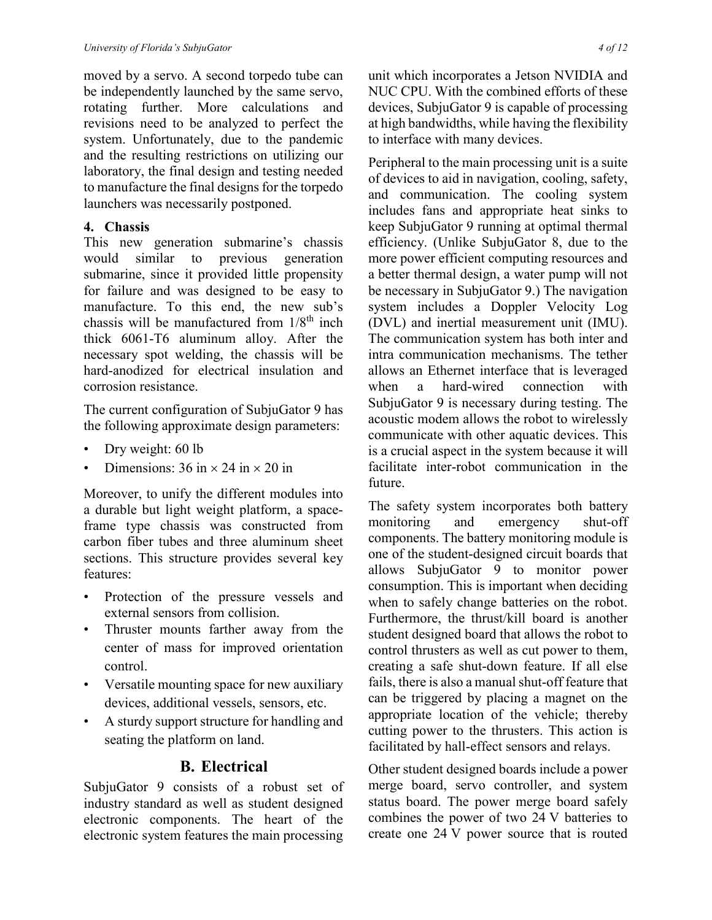moved by a servo. A second torpedo tube can be independently launched by the same servo, rotating further. More calculations and revisions need to be analyzed to perfect the system. Unfortunately, due to the pandemic and the resulting restrictions on utilizing our laboratory, the final design and testing needed to manufacture the final designs for the torpedo launchers was necessarily postponed.

#### 4. Chassis

This new generation submarine's chassis would similar to previous generation submarine, since it provided little propensity for failure and was designed to be easy to manufacture. To this end, the new sub's chassis will be manufactured from 1/8th inch thick 6061-T6 aluminum alloy. After the necessary spot welding, the chassis will be hard-anodized for electrical insulation and corrosion resistance.

The current configuration of SubjuGator 9 has the following approximate design parameters:

- Dry weight: 60 lb
- Dimensions: 36 in × 24 in × 20 in

Moreover, to unify the different modules into a durable but light weight platform, a space-frame type chassis was constructed from carbon fiber tubes and three aluminum sheet sections. This structure provides several key features:

- Protection of the pressure vessels and external sensors from collision.
- Thruster mounts farther away from the center of mass for improved orientation control.
- Versatile mounting space for new auxiliary devices, additional vessels, sensors, etc.
- A sturdy support structure for handling and seating the platform on land.

## B. Electrical

SubjuGator 9 consists of a robust set of industry standard as well as student designed electronic components. The heart of the electronic system features the main processing unit which incorporates a Jetson NVIDIA and NUC CPU. With the combined efforts of these devices, SubjuGator 9 is capable of processing at high bandwidths, while having the flexibility to interface with many devices.

Peripheral to the main processing unit is a suite of devices to aid in navigation, cooling, safety, and communication. The cooling system includes fans and appropriate heat sinks to keep SubjuGator 9 running at optimal thermal efficiency. (Unlike SubjuGator 8, due to the more power efficient computing resources and a better thermal design, a water pump will not be necessary in SubjuGator 9.) The navigation system includes a Doppler Velocity Log (DVL) and inertial measurement unit (IMU). The communication system has both inter and intra communication mechanisms. The tether allows an Ethernet interface that is leveraged when a hard-wired connection with SubjuGator 9 is necessary during testing. The acoustic modem allows the robot to wirelessly communicate with other aquatic devices. This is a crucial aspect in the system because it will facilitate inter-robot communication in the future.

The safety system incorporates both battery monitoring and emergency shut-off components. The battery monitoring module is one of the student-designed circuit boards that allows SubjuGator 9 to monitor power consumption. This is important when deciding when to safely change batteries on the robot. Furthermore, the thrust/kill board is another student designed board that allows the robot to control thrusters as well as cut power to them, creating a safe shut-down feature. If all else fails, there is also a manual shut-off feature that can be triggered by placing a magnet on the appropriate location of the vehicle; thereby cutting power to the thrusters. This action is facilitated by hall-effect sensors and relays.

Other student designed boards include a power merge board, servo controller, and system status board. The power merge board safely combines the power of two 24 V batteries to create one 24 V power source that is routed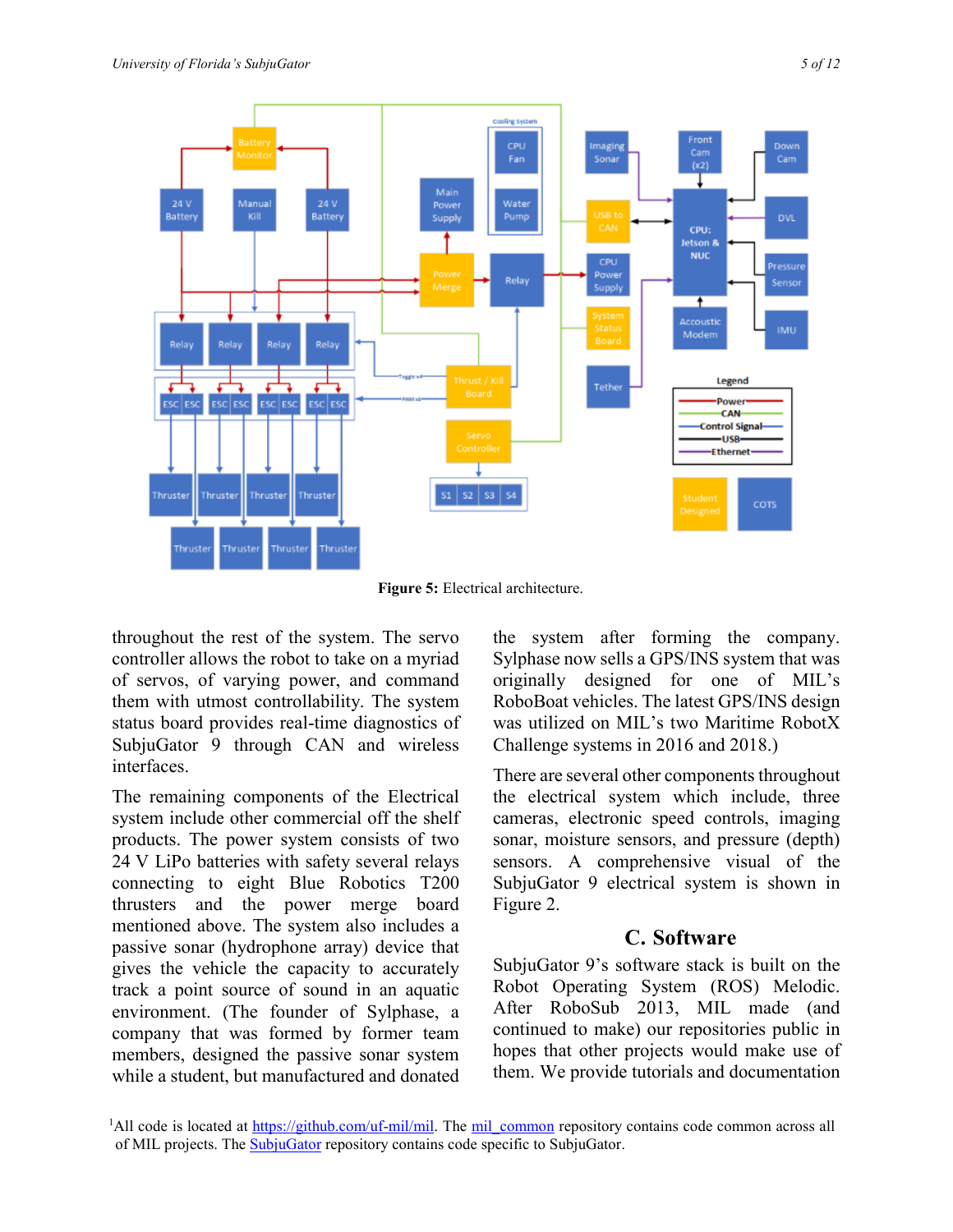**Figure 5:** Electrical architecture.

throughout the rest of the system. The servo controller allows the robot to take on a myriad of servos, of varying power, and command them with utmost controllability. The system status board provides real-time diagnostics of SubjuGator 9 through CAN and wireless interfaces.

The remaining components of the Electrical system include other commercial off the shelf products. The power system consists of two 24 V LiPo batteries with safety several relays connecting to eight Blue Robotics T200 thrusters and the power merge board mentioned above. The system also includes a passive sonar (hydrophone array) device that gives the vehicle the capacity to accurately track a point source of sound in an aquatic environment. (The founder of Sylphase, a company that was formed by former team members, designed the passive sonar system while a student, but manufactured and donated the system after forming the company. Sylphase now sells a GPS/INS system that was originally designed for one of MIL's RoboBoat vehicles. The latest GPS/INS design was utilized on MIL's two Maritime RobotX Challenge systems in 2016 and 2018.)

There are several other components throughout the electrical system which include, three cameras, electronic speed controls, imaging sonar, moisture sensors, and pressure (depth) sensors. A comprehensive visual of the SubjuGator 9 electrical system is shown in Figure 2.

## C. Software

SubjuGator 9's software stack is built on the Robot Operating System (ROS) Melodic. After RoboSub 2013, MIL made (and continued to make) our repositories public in hopes that other projects would make use of them. We provide tutorials and documentation

[1]All code is located at https://github.com/uf-mil/mil. The mil_common repository contains code common across all of MIL projects. The SubjuGator repository contains code specific to SubjuGator.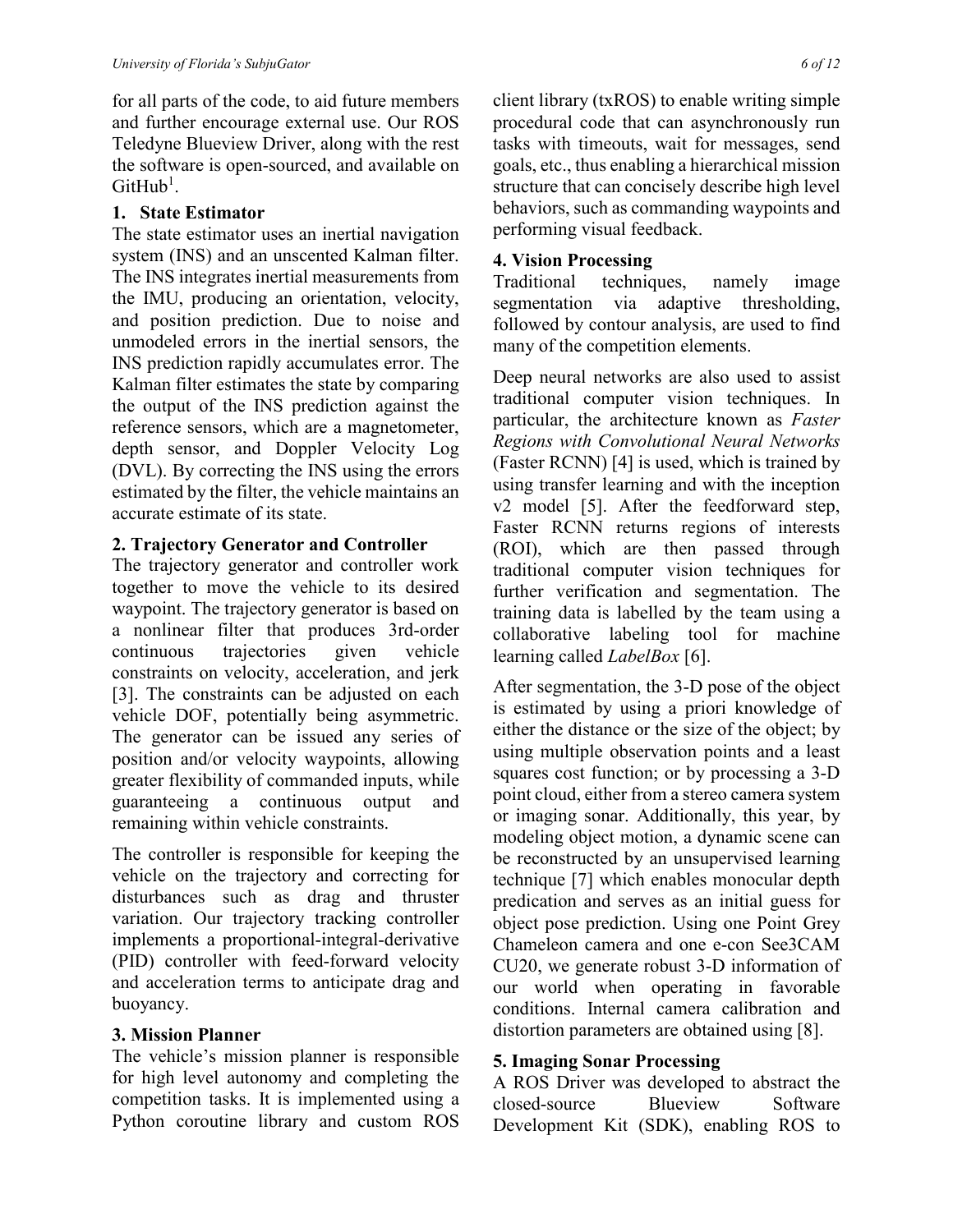for all parts of the code, to aid future members and further encourage external use. Our ROS Teledyne Blueview Driver, along with the rest the software is open-sourced, and available on GitHub[1].

### 1. State Estimator

The state estimator uses an inertial navigation system (INS) and an unscented Kalman filter. The INS integrates inertial measurements from the IMU, producing an orientation, velocity, and position prediction. Due to noise and unmodeled errors in the inertial sensors, the INS prediction rapidly accumulates error. The Kalman filter estimates the state by comparing the output of the INS prediction against the reference sensors, which are a magnetometer, depth sensor, and Doppler Velocity Log (DVL). By correcting the INS using the errors estimated by the filter, the vehicle maintains an accurate estimate of its state.

### 2. Trajectory Generator and Controller

The trajectory generator and controller work together to move the vehicle to its desired waypoint. The trajectory generator is based on a nonlinear filter that produces 3rd-order continuous trajectories given vehicle constraints on velocity, acceleration, and jerk [3]. The constraints can be adjusted on each vehicle DOF, potentially being asymmetric. The generator can be issued any series of position and/or velocity waypoints, allowing greater flexibility of commanded inputs, while guaranteeing a continuous output and remaining within vehicle constraints.

The controller is responsible for keeping the vehicle on the trajectory and correcting for disturbances such as drag and thruster variation. Our trajectory tracking controller implements a proportional-integral-derivative (PID) controller with feed-forward velocity and acceleration terms to anticipate drag and buoyancy.

### 3. Mission Planner

The vehicle's mission planner is responsible for high level autonomy and completing the competition tasks. It is implemented using a Python coroutine library and custom ROS client library (txROS) to enable writing simple procedural code that can asynchronously run tasks with timeouts, wait for messages, send goals, etc., thus enabling a hierarchical mission structure that can concisely describe high level behaviors, such as commanding waypoints and performing visual feedback.

### 4. Vision Processing

Traditional techniques, namely image segmentation via adaptive thresholding, followed by contour analysis, are used to find many of the competition elements.

Deep neural networks are also used to assist traditional computer vision techniques. In particular, the architecture known as *Faster Regions with Convolutional Neural Networks* (Faster RCNN) [4] is used, which is trained by using transfer learning and with the inception v2 model [5]. After the feedforward step, Faster RCNN returns regions of interests (ROI), which are then passed through traditional computer vision techniques for further verification and segmentation. The training data is labelled by the team using a collaborative labeling tool for machine learning called *LabelBox* [6].

After segmentation, the 3-D pose of the object is estimated by using a priori knowledge of either the distance or the size of the object; by using multiple observation points and a least squares cost function; or by processing a 3-D point cloud, either from a stereo camera system or imaging sonar. Additionally, this year, by modeling object motion, a dynamic scene can be reconstructed by an unsupervised learning technique [7] which enables monocular depth predication and serves as an initial guess for object pose prediction. Using one Point Grey Chameleon camera and one e-con See3CAM CU20, we generate robust 3-D information of our world when operating in favorable conditions. Internal camera calibration and distortion parameters are obtained using [8].

### 5. Imaging Sonar Processing

A ROS Driver was developed to abstract the closed-source Blueview Software Development Kit (SDK), enabling ROS to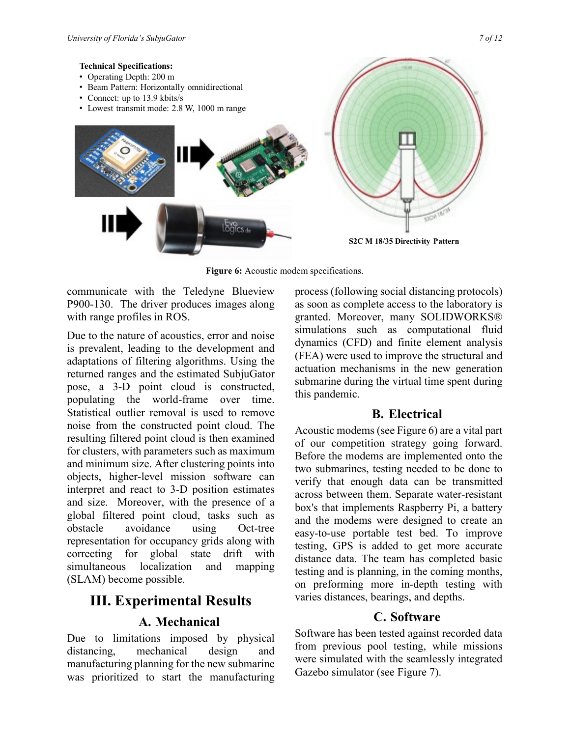**Technical Specifications:**

- Operating Depth: 200 m
- Beam Pattern: Horizontally omnidirectional
- Connect: up to 13.9 kbits/s
- Lowest transmit mode: 2.8 W, 1000 m range

**S2C M 18/35 Directivity Pattern**

**Figure 6:** Acoustic modem specifications.

communicate with the Teledyne Blueview P900-130. The driver produces images along with range profiles in ROS.

Due to the nature of acoustics, error and noise is prevalent, leading to the development and adaptations of filtering algorithms. Using the returned ranges and the estimated SubjuGator pose, a 3-D point cloud is constructed, populating the world-frame over time. Statistical outlier removal is used to remove noise from the constructed point cloud. The resulting filtered point cloud is then examined for clusters, with parameters such as maximum and minimum size. After clustering points into objects, higher-level mission software can interpret and react to 3-D position estimates and size. Moreover, with the presence of a global filtered point cloud, tasks such as obstacle avoidance using Oct-tree representation for occupancy grids along with correcting for global state drift with simultaneous localization and mapping (SLAM) become possible.

# III. Experimental Results

## A. Mechanical

Due to limitations imposed by physical distancing, mechanical design and manufacturing planning for the new submarine was prioritized to start the manufacturing process (following social distancing protocols) as soon as complete access to the laboratory is granted. Moreover, many SOLIDWORKS® simulations such as computational fluid dynamics (CFD) and finite element analysis (FEA) were used to improve the structural and actuation mechanisms in the new generation submarine during the virtual time spent during this pandemic.

## B. Electrical

Acoustic modems (see Figure 6) are a vital part of our competition strategy going forward. Before the modems are implemented onto the two submarines, testing needed to be done to verify that enough data can be transmitted across between them. Separate water-resistant box's that implements Raspberry Pi, a battery and the modems were designed to create an easy-to-use portable test bed. To improve testing, GPS is added to get more accurate distance data. The team has completed basic testing and is planning, in the coming months, on preforming more in-depth testing with varies distances, bearings, and depths.

## C. Software

Software has been tested against recorded data from previous pool testing, while missions were simulated with the seamlessly integrated Gazebo simulator (see Figure 7).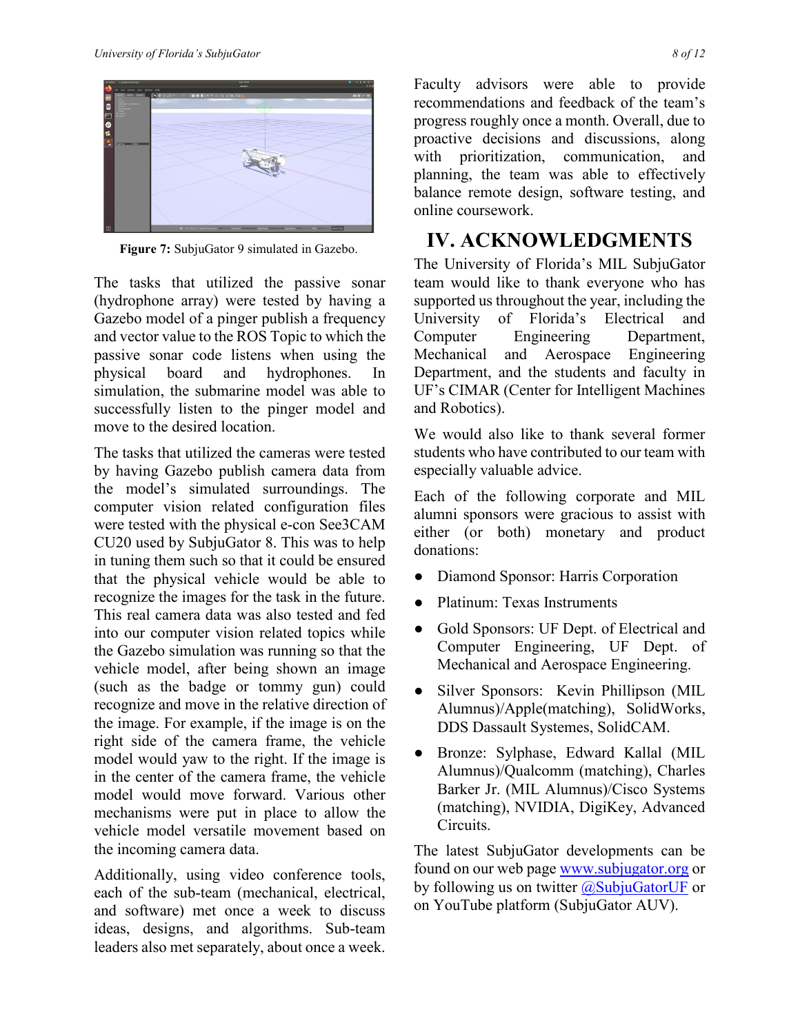Figure 7: SubjuGator 9 simulated in Gazebo.

The tasks that utilized the passive sonar (hydrophone array) were tested by having a Gazebo model of a pinger publish a frequency and vector value to the ROS Topic to which the passive sonar code listens when using the physical board and hydrophones. In simulation, the submarine model was able to successfully listen to the pinger model and move to the desired location.

The tasks that utilized the cameras were tested by having Gazebo publish camera data from the model's simulated surroundings. The computer vision related configuration files were tested with the physical e-con See3CAM CU20 used by SubjuGator 8. This was to help in tuning them such so that it could be ensured that the physical vehicle would be able to recognize the images for the task in the future. This real camera data was also tested and fed into our computer vision related topics while the Gazebo simulation was running so that the vehicle model, after being shown an image (such as the badge or tommy gun) could recognize and move in the relative direction of the image. For example, if the image is on the right side of the camera frame, the vehicle model would yaw to the right. If the image is in the center of the camera frame, the vehicle model would move forward. Various other mechanisms were put in place to allow the vehicle model versatile movement based on the incoming camera data.

Additionally, using video conference tools, each of the sub-team (mechanical, electrical, and software) met once a week to discuss ideas, designs, and algorithms. Sub-team leaders also met separately, about once a week. Faculty advisors were able to provide recommendations and feedback of the team's progress roughly once a month. Overall, due to proactive decisions and discussions, along with prioritization, communication, and planning, the team was able to effectively balance remote design, software testing, and online coursework.

# IV. ACKNOWLEDGMENTS

The University of Florida's MIL SubjuGator team would like to thank everyone who has supported us throughout the year, including the University of Florida's Electrical and Computer Engineering Department, Mechanical and Aerospace Engineering Department, and the students and faculty in UF's CIMAR (Center for Intelligent Machines and Robotics).

We would also like to thank several former students who have contributed to our team with especially valuable advice.

Each of the following corporate and MIL alumni sponsors were gracious to assist with either (or both) monetary and product donations:

- Diamond Sponsor: Harris Corporation
- Platinum: Texas Instruments
- Gold Sponsors: UF Dept. of Electrical and Computer Engineering, UF Dept. of Mechanical and Aerospace Engineering.
- Silver Sponsors: Kevin Phillipson (MIL Alumnus)/Apple(matching), SolidWorks, DDS Dassault Systemes, SolidCAM.
- Bronze: Sylphase, Edward Kallal (MIL Alumnus)/Qualcomm (matching), Charles Barker Jr. (MIL Alumnus)/Cisco Systems (matching), NVIDIA, DigiKey, Advanced Circuits.

The latest SubjuGator developments can be found on our web page www.subjugator.org or by following us on twitter @SubjuGatorUF or on YouTube platform (SubjuGator AUV).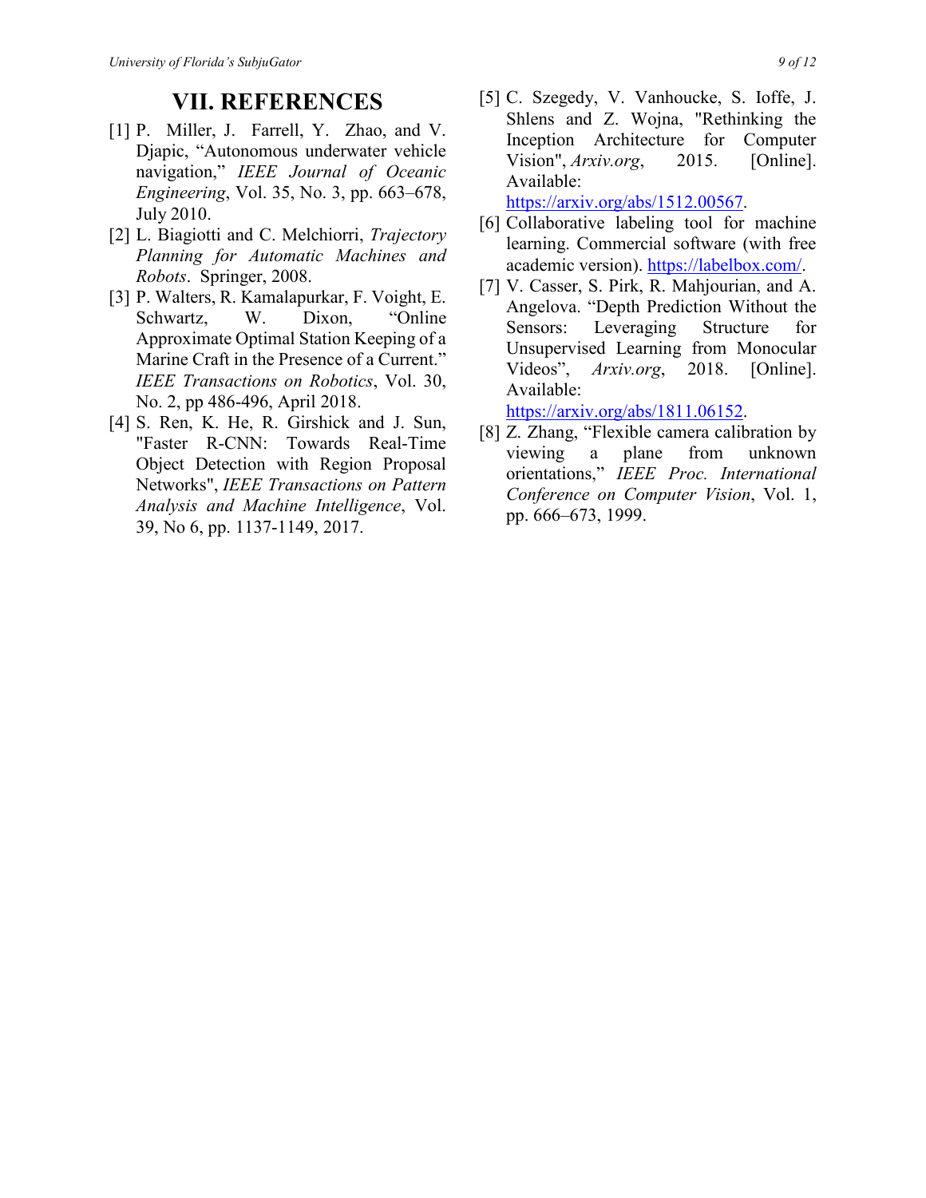# VII. REFERENCES

[1] P. Miller, J. Farrell, Y. Zhao, and V. Djapic, “Autonomous underwater vehicle navigation,” *IEEE Journal of Oceanic Engineering*, Vol. 35, No. 3, pp. 663–678, July 2010.

[2] L. Biagiotti and C. Melchiorri, *Trajectory Planning for Automatic Machines and Robots*. Springer, 2008.

[3] P. Walters, R. Kamalapurkar, F. Voight, E. Schwartz, W. Dixon, “Online Approximate Optimal Station Keeping of a Marine Craft in the Presence of a Current.” *IEEE Transactions on Robotics*, Vol. 30, No. 2, pp 486-496, April 2018.

[4] S. Ren, K. He, R. Girshick and J. Sun, "Faster R-CNN: Towards Real-Time Object Detection with Region Proposal Networks", *IEEE Transactions on Pattern Analysis and Machine Intelligence*, Vol. 39, No 6, pp. 1137-1149, 2017.

[5] C. Szegedy, V. Vanhoucke, S. Ioffe, J. Shlens and Z. Wojna, "Rethinking the Inception Architecture for Computer Vision", *Arxiv.org*, 2015. [Online]. Available: https://arxiv.org/abs/1512.00567.

[6] Collaborative labeling tool for machine learning. Commercial software (with free academic version). https://labelbox.com/.

[7] V. Casser, S. Pirk, R. Mahjourian, and A. Angelova. “Depth Prediction Without the Sensors: Leveraging Structure for Unsupervised Learning from Monocular Videos”, *Arxiv.org*, 2018. [Online]. Available: https://arxiv.org/abs/1811.06152.

[8] Z. Zhang, “Flexible camera calibration by viewing a plane from unknown orientations,” *IEEE Proc. International Conference on Computer Vision*, Vol. 1, pp. 666–673, 1999.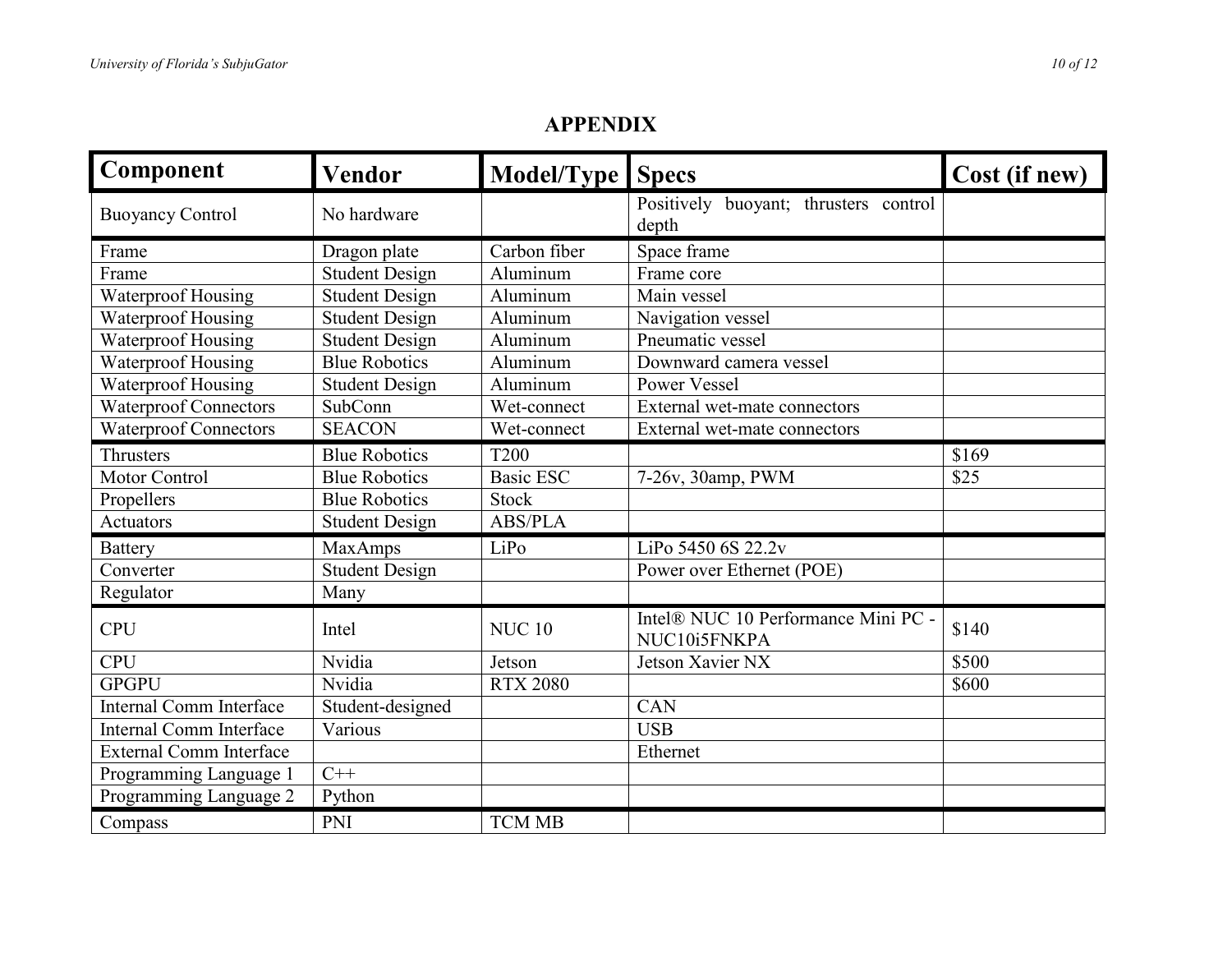# APPENDIX

| Component | Vendor | Model/Type | Specs | Cost (if new) |
|---|---|---|---|---|
| Buoyancy Control | No hardware | | Positively buoyant; thrusters control depth | |
| Frame | Dragon plate | Carbon fiber | Space frame | |
| Frame | Student Design | Aluminum | Frame core | |
| Waterproof Housing | Student Design | Aluminum | Main vessel | |
| Waterproof Housing | Student Design | Aluminum | Navigation vessel | |
| Waterproof Housing | Student Design | Aluminum | Pneumatic vessel | |
| Waterproof Housing | Blue Robotics | Aluminum | Downward camera vessel | |
| Waterproof Housing | Student Design | Aluminum | Power Vessel | |
| Waterproof Connectors | SubConn | Wet-connect | External wet-mate connectors | |
| Waterproof Connectors | SEACON | Wet-connect | External wet-mate connectors | |
| Thrusters | Blue Robotics | T200 | | $169 |
| Motor Control | Blue Robotics | Basic ESC | 7-26v, 30amp, PWM | $25 |
| Propellers | Blue Robotics | Stock | | |
| Actuators | Student Design | ABS/PLA | | |
| Battery | MaxAmps | LiPo | LiPo 5450 6S 22.2v | |
| Converter | Student Design | | Power over Ethernet (POE) | |
| Regulator | Many | | | |
| CPU | Intel | NUC 10 | Intel® NUC 10 Performance Mini PC - NUC10i5FNKPA | $140 |
| CPU | Nvidia | Jetson | Jetson Xavier NX | $500 |
| GPGPU | Nvidia | RTX 2080 | | $600 |
| Internal Comm Interface | Student-designed | | CAN | |
| Internal Comm Interface | Various | | USB | |
| External Comm Interface | | | Ethernet | |
| Programming Language 1 | C++ | | | |
| Programming Language 2 | Python | | | |
| Compass | PNI | TCM MB | | |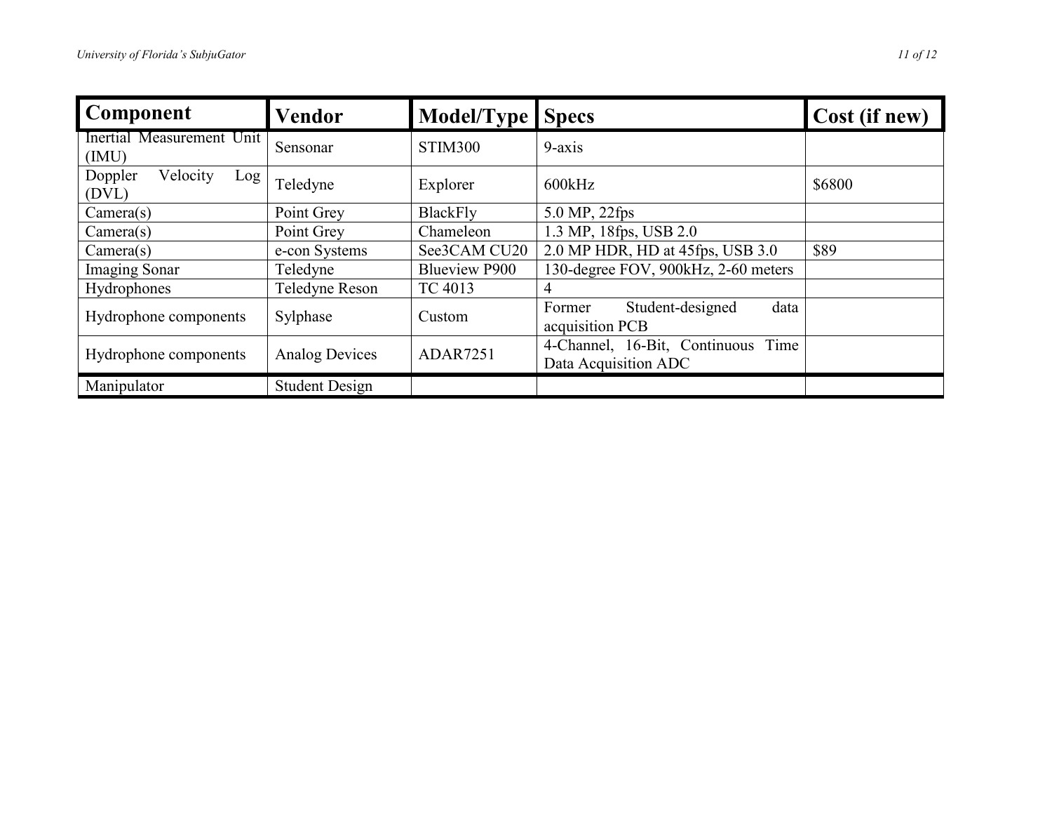| Component | Vendor | Model/Type | Specs | Cost (if new) |
| --- | --- | --- | --- | --- |
| Inertial Measurement Unit (IMU) | Sensonar | STIM300 | 9-axis | |
| Doppler Velocity Log (DVL) | Teledyne | Explorer | 600kHz | $6800 |
| Camera(s) | Point Grey | BlackFly | 5.0 MP, 22fps | |
| Camera(s) | Point Grey | Chameleon | 1.3 MP, 18fps, USB 2.0 | |
| Camera(s) | e-con Systems | See3CAM CU20 | 2.0 MP HDR, HD at 45fps, USB 3.0 | $89 |
| Imaging Sonar | Teledyne | Blueview P900 | 130-degree FOV, 900kHz, 2-60 meters | |
| Hydrophones | Teledyne Reson | TC 4013 | 4 | |
| Hydrophone components | Sylphase | Custom | Former Student-designed data acquisition PCB | |
| Hydrophone components | Analog Devices | ADAR7251 | 4-Channel, 16-Bit, Continuous Time Data Acquisition ADC | |
| Manipulator | Student Design | | | |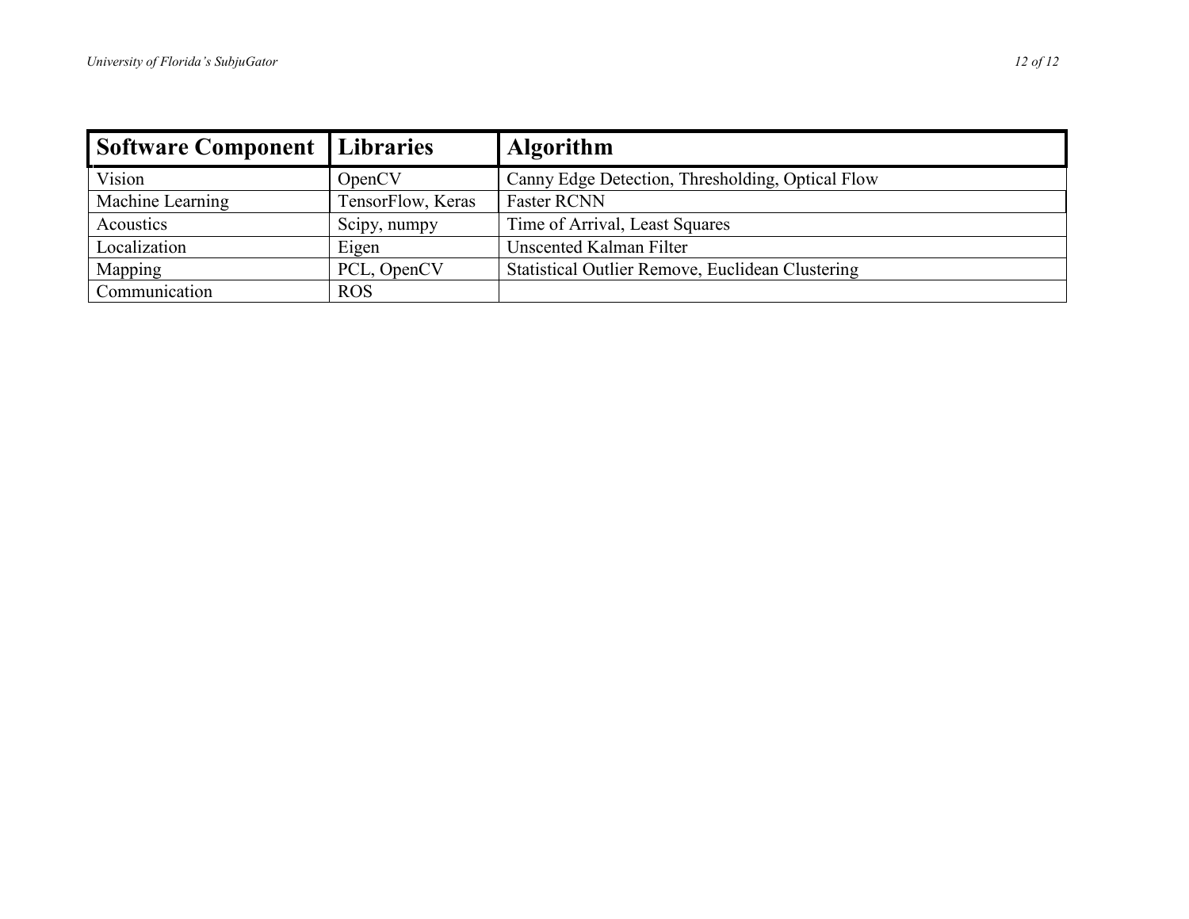| Software Component | Libraries | Algorithm |
| --- | --- | --- |
| Vision | OpenCV | Canny Edge Detection, Thresholding, Optical Flow |
| Machine Learning | TensorFlow, Keras | Faster RCNN |
| Acoustics | Scipy, numpy | Time of Arrival, Least Squares |
| Localization | Eigen | Unscented Kalman Filter |
| Mapping | PCL, OpenCV | Statistical Outlier Remove, Euclidean Clustering |
| Communication | ROS | |